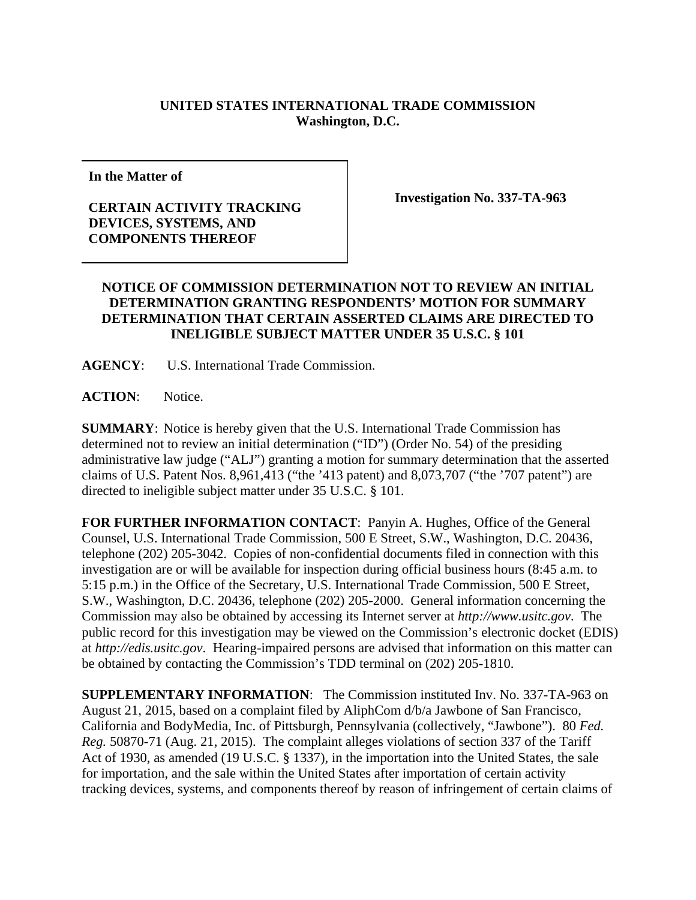**UNITED STATES INTERNATIONAL TRADE COMMISSION**
**Washington, D.C.**

**In the Matter of**

**CERTAIN ACTIVITY TRACKING DEVICES, SYSTEMS, AND COMPONENTS THEREOF**

**Investigation No. 337-TA-963**

**NOTICE OF COMMISSION DETERMINATION NOT TO REVIEW AN INITIAL DETERMINATION GRANTING RESPONDENTS' MOTION FOR SUMMARY DETERMINATION THAT CERTAIN ASSERTED CLAIMS ARE DIRECTED TO INELIGIBLE SUBJECT MATTER UNDER 35 U.S.C. § 101**

**AGENCY**: U.S. International Trade Commission.

**ACTION**: Notice.

**SUMMARY**: Notice is hereby given that the U.S. International Trade Commission has determined not to review an initial determination ("ID") (Order No. 54) of the presiding administrative law judge ("ALJ") granting a motion for summary determination that the asserted claims of U.S. Patent Nos. 8,961,413 ("the '413 patent) and 8,073,707 ("the '707 patent") are directed to ineligible subject matter under 35 U.S.C. § 101.

**FOR FURTHER INFORMATION CONTACT**: Panyin A. Hughes, Office of the General Counsel, U.S. International Trade Commission, 500 E Street, S.W., Washington, D.C. 20436, telephone (202) 205-3042. Copies of non-confidential documents filed in connection with this investigation are or will be available for inspection during official business hours (8:45 a.m. to 5:15 p.m.) in the Office of the Secretary, U.S. International Trade Commission, 500 E Street, S.W., Washington, D.C. 20436, telephone (202) 205-2000. General information concerning the Commission may also be obtained by accessing its Internet server at *http://www.usitc.gov*. The public record for this investigation may be viewed on the Commission's electronic docket (EDIS) at *http://edis.usitc.gov*. Hearing-impaired persons are advised that information on this matter can be obtained by contacting the Commission's TDD terminal on (202) 205-1810.

**SUPPLEMENTARY INFORMATION**: The Commission instituted Inv. No. 337-TA-963 on August 21, 2015, based on a complaint filed by AliphCom d/b/a Jawbone of San Francisco, California and BodyMedia, Inc. of Pittsburgh, Pennsylvania (collectively, "Jawbone"). 80 *Fed. Reg.* 50870-71 (Aug. 21, 2015). The complaint alleges violations of section 337 of the Tariff Act of 1930, as amended (19 U.S.C. § 1337), in the importation into the United States, the sale for importation, and the sale within the United States after importation of certain activity tracking devices, systems, and components thereof by reason of infringement of certain claims of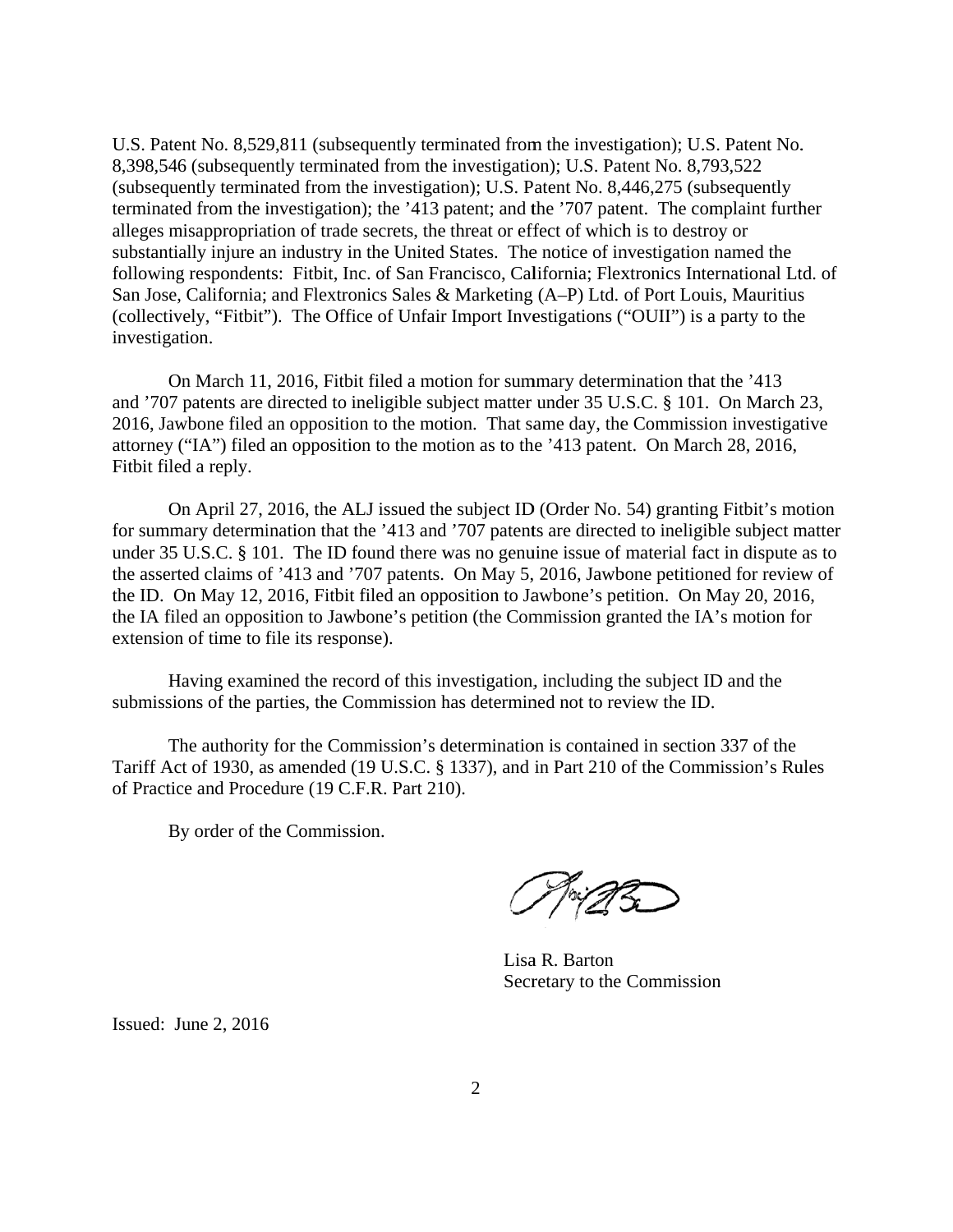U.S. Patent No. 8,529,811 (subsequently terminated from the investigation); U.S. Patent No. 8,398,546 (subsequently terminated from the investigation); U.S. Patent No. 8,793,522 (subsequently terminated from the investigation); U.S. Patent No. 8,446,275 (subsequently terminated from the investigation); the ’413 patent; and the ’707 patent. The complaint further alleges misappropriation of trade secrets, the threat or effect of which is to destroy or substantially injure an industry in the United States. The notice of investigation named the following respondents: Fitbit, Inc. of San Francisco, California; Flextronics International Ltd. of San Jose, California; and Flextronics Sales & Marketing (A–P) Ltd. of Port Louis, Mauritius (collectively, “Fitbit”). The Office of Unfair Import Investigations (“OUII”) is a party to the investigation.

On March 11, 2016, Fitbit filed a motion for summary determination that the ’413 and ’707 patents are directed to ineligible subject matter under 35 U.S.C. § 101. On March 23, 2016, Jawbone filed an opposition to the motion. That same day, the Commission investigative attorney (“IA”) filed an opposition to the motion as to the ’413 patent. On March 28, 2016, Fitbit filed a reply.

On April 27, 2016, the ALJ issued the subject ID (Order No. 54) granting Fitbit’s motion for summary determination that the ’413 and ’707 patents are directed to ineligible subject matter under 35 U.S.C. § 101. The ID found there was no genuine issue of material fact in dispute as to the asserted claims of ’413 and ’707 patents. On May 5, 2016, Jawbone petitioned for review of the ID. On May 12, 2016, Fitbit filed an opposition to Jawbone’s petition. On May 20, 2016, the IA filed an opposition to Jawbone’s petition (the Commission granted the IA’s motion for extension of time to file its response).

Having examined the record of this investigation, including the subject ID and the submissions of the parties, the Commission has determined not to review the ID.

The authority for the Commission’s determination is contained in section 337 of the Tariff Act of 1930, as amended (19 U.S.C. § 1337), and in Part 210 of the Commission’s Rules of Practice and Procedure (19 C.F.R. Part 210).

By order of the Commission.

Lisa R. Barton
Secretary to the Commission

Issued: June 2, 2016